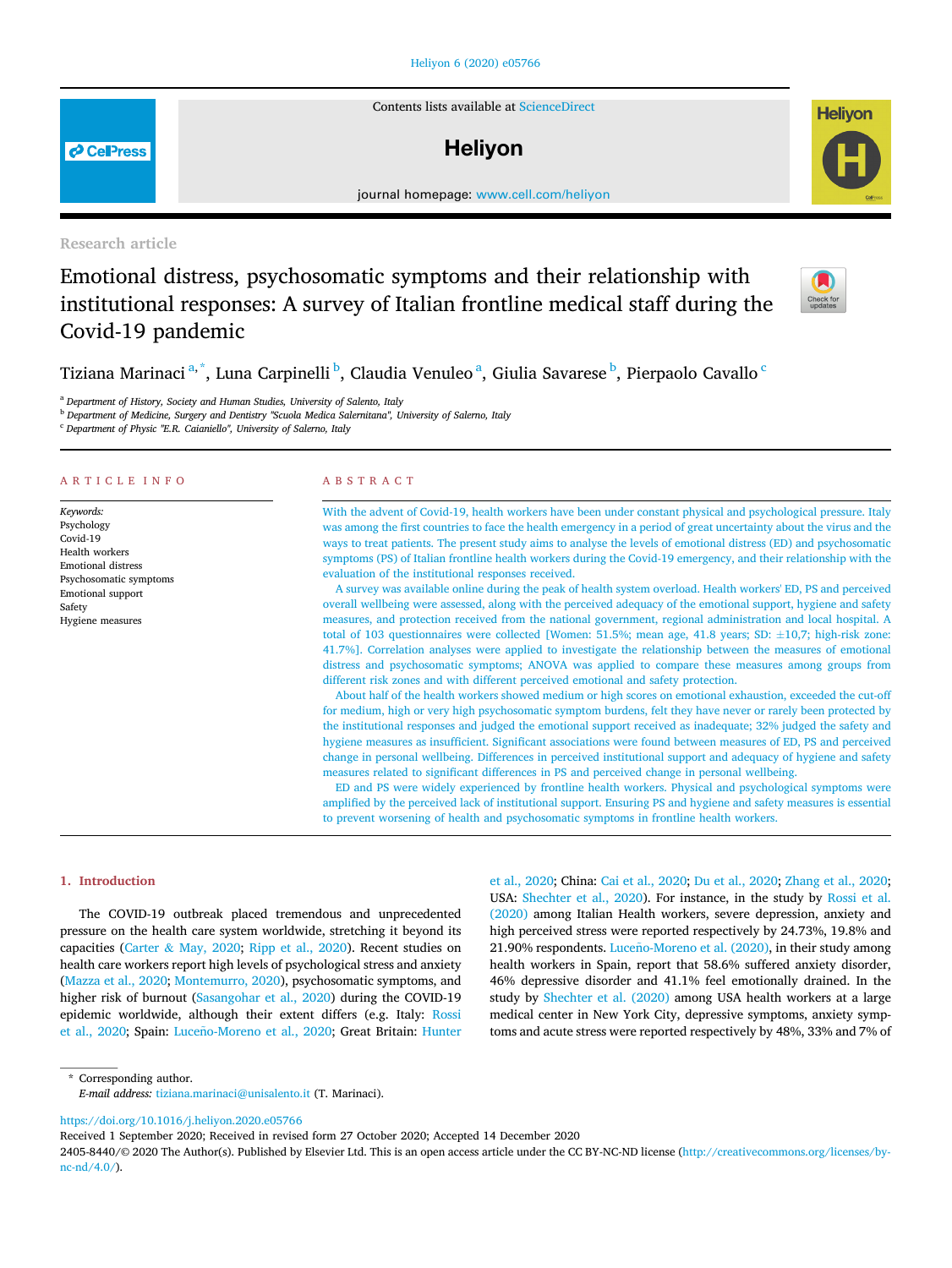Research article

# Emotional distress, psychosomatic symptoms and their relationship with institutional responses: A survey of Italian frontline medical staff during the Covid-19 pandemic

Tiziana Marinaci [a,*], Luna Carpinelli [b], Claudia Venuleo [a], Giulia Savarese [b], Pierpaolo Cavallo [c]

[a] Department of History, Society and Human Studies, University of Salento, Italy
[b] Department of Medicine, Surgery and Dentistry "Scuola Medica Salernitana", University of Salerno, Italy
[c] Department of Physic "E.R. Caianiello", University of Salerno, Italy

## ARTICLE INFO

*Keywords:*
Psychology
Covid-19
Health workers
Emotional distress
Psychosomatic symptoms
Emotional support
Safety
Hygiene measures

## ABSTRACT

With the advent of Covid-19, health workers have been under constant physical and psychological pressure. Italy was among the first countries to face the health emergency in a period of great uncertainty about the virus and the ways to treat patients. The present study aims to analyse the levels of emotional distress (ED) and psychosomatic symptoms (PS) of Italian frontline health workers during the Covid-19 emergency, and their relationship with the evaluation of the institutional responses received.

A survey was available online during the peak of health system overload. Health workers' ED, PS and perceived overall wellbeing were assessed, along with the perceived adequacy of the emotional support, hygiene and safety measures, and protection received from the national government, regional administration and local hospital. A total of 103 questionnaires were collected [Women: 51.5%; mean age, 41.8 years; SD: ±10,7; high-risk zone: 41.7%]. Correlation analyses were applied to investigate the relationship between the measures of emotional distress and psychosomatic symptoms; ANOVA was applied to compare these measures among groups from different risk zones and with different perceived emotional and safety protection.

About half of the health workers showed medium or high scores on emotional exhaustion, exceeded the cut-off for medium, high or very high psychosomatic symptom burdens, felt they have never or rarely been protected by the institutional responses and judged the emotional support received as inadequate; 32% judged the safety and hygiene measures as insufficient. Significant associations were found between measures of ED, PS and perceived change in personal wellbeing. Differences in perceived institutional support and adequacy of hygiene and safety measures related to significant differences in PS and perceived change in personal wellbeing.

ED and PS were widely experienced by frontline health workers. Physical and psychological symptoms were amplified by the perceived lack of institutional support. Ensuring PS and hygiene and safety measures is essential to prevent worsening of health and psychosomatic symptoms in frontline health workers.

## 1. Introduction

The COVID-19 outbreak placed tremendous and unprecedented pressure on the health care system worldwide, stretching it beyond its capacities (Carter & May, 2020; Ripp et al., 2020). Recent studies on health care workers report high levels of psychological stress and anxiety (Mazza et al., 2020; Montemurro, 2020), psychosomatic symptoms, and higher risk of burnout (Sasangohar et al., 2020) during the COVID-19 epidemic worldwide, although their extent differs (e.g. Italy: Rossi et al., 2020; Spain: Luceño-Moreno et al., 2020; Great Britain: Hunter et al., 2020; China: Cai et al., 2020; Du et al., 2020; Zhang et al., 2020; USA: Shechter et al., 2020). For instance, in the study by Rossi et al. (2020) among Italian Health workers, severe depression, anxiety and high perceived stress were reported respectively by 24.73%, 19.8% and 21.90% respondents. Luceño-Moreno et al. (2020), in their study among health workers in Spain, report that 58.6% suffered anxiety disorder, 46% depressive disorder and 41.1% feel emotionally drained. In the study by Shechter et al. (2020) among USA health workers at a large medical center in New York City, depressive symptoms, anxiety symptoms and acute stress were reported respectively by 48%, 33% and 7% of

\* Corresponding author.
*E-mail address:* tiziana.marinaci@unisalento.it (T. Marinaci).

https://doi.org/10.1016/j.heliyon.2020.e05766
Received 1 September 2020; Received in revised form 27 October 2020; Accepted 14 December 2020
2405-8440/© 2020 The Author(s). Published by Elsevier Ltd. This is an open access article under the CC BY-NC-ND license (http://creativecommons.org/licenses/by-nc-nd/4.0/).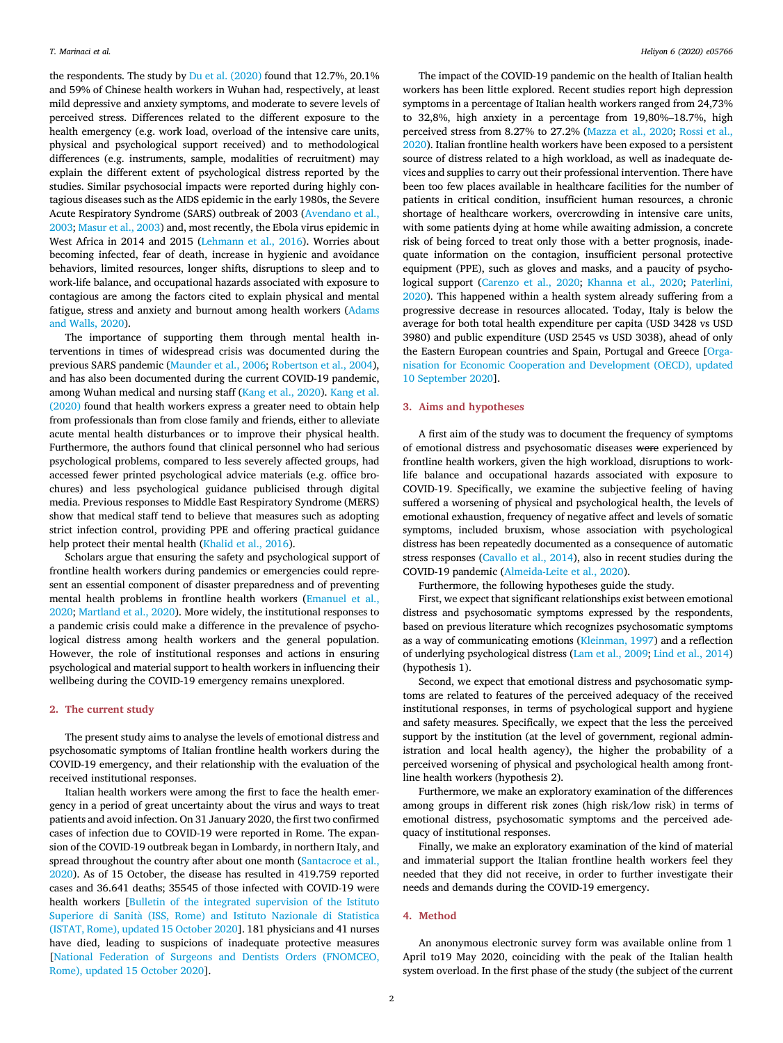the respondents. The study by Du et al. (2020) found that 12.7%, 20.1% and 59% of Chinese health workers in Wuhan had, respectively, at least mild depressive and anxiety symptoms, and moderate to severe levels of perceived stress. Differences related to the different exposure to the health emergency (e.g. work load, overload of the intensive care units, physical and psychological support received) and to methodological differences (e.g. instruments, sample, modalities of recruitment) may explain the different extent of psychological distress reported by the studies. Similar psychosocial impacts were reported during highly contagious diseases such as the AIDS epidemic in the early 1980s, the Severe Acute Respiratory Syndrome (SARS) outbreak of 2003 (Avendano et al., 2003; Masur et al., 2003) and, most recently, the Ebola virus epidemic in West Africa in 2014 and 2015 (Lehmann et al., 2016). Worries about becoming infected, fear of death, increase in hygienic and avoidance behaviors, limited resources, longer shifts, disruptions to sleep and to work-life balance, and occupational hazards associated with exposure to contagious are among the factors cited to explain physical and mental fatigue, stress and anxiety and burnout among health workers (Adams and Walls, 2020).

The importance of supporting them through mental health interventions in times of widespread crisis was documented during the previous SARS pandemic (Maunder et al., 2006; Robertson et al., 2004), and has also been documented during the current COVID-19 pandemic, among Wuhan medical and nursing staff (Kang et al., 2020). Kang et al. (2020) found that health workers express a greater need to obtain help from professionals than from close family and friends, either to alleviate acute mental health disturbances or to improve their physical health. Furthermore, the authors found that clinical personnel who had serious psychological problems, compared to less severely affected groups, had accessed fewer printed psychological advice materials (e.g. office brochures) and less psychological guidance publicised through digital media. Previous responses to Middle East Respiratory Syndrome (MERS) show that medical staff tend to believe that measures such as adopting strict infection control, providing PPE and offering practical guidance help protect their mental health (Khalid et al., 2016).

Scholars argue that ensuring the safety and psychological support of frontline health workers during pandemics or emergencies could represent an essential component of disaster preparedness and of preventing mental health problems in frontline health workers (Emanuel et al., 2020; Martland et al., 2020). More widely, the institutional responses to a pandemic crisis could make a difference in the prevalence of psychological distress among health workers and the general population. However, the role of institutional responses and actions in ensuring psychological and material support to health workers in influencing their wellbeing during the COVID-19 emergency remains unexplored.

## 2. The current study

The present study aims to analyse the levels of emotional distress and psychosomatic symptoms of Italian frontline health workers during the COVID-19 emergency, and their relationship with the evaluation of the received institutional responses.

Italian health workers were among the first to face the health emergency in a period of great uncertainty about the virus and ways to treat patients and avoid infection. On 31 January 2020, the first two confirmed cases of infection due to COVID-19 were reported in Rome. The expansion of the COVID-19 outbreak began in Lombardy, in northern Italy, and spread throughout the country after about one month (Santacroce et al., 2020). As of 15 October, the disease has resulted in 419.759 reported cases and 36.641 deaths; 35545 of those infected with COVID-19 were health workers [Bulletin of the integrated supervision of the Istituto Superiore di Sanità (ISS, Rome) and Istituto Nazionale di Statistica (ISTAT, Rome), updated 15 October 2020]. 181 physicians and 41 nurses have died, leading to suspicions of inadequate protective measures [National Federation of Surgeons and Dentists Orders (FNOMCEO, Rome), updated 15 October 2020].

The impact of the COVID-19 pandemic on the health of Italian health workers has been little explored. Recent studies report high depression symptoms in a percentage of Italian health workers ranged from 24,73% to 32,8%, high anxiety in a percentage from 19,80%–18.7%, high perceived stress from 8.27% to 27.2% (Mazza et al., 2020; Rossi et al., 2020). Italian frontline health workers have been exposed to a persistent source of distress related to a high workload, as well as inadequate devices and supplies to carry out their professional intervention. There have been too few places available in healthcare facilities for the number of patients in critical condition, insufficient human resources, a chronic shortage of healthcare workers, overcrowding in intensive care units, with some patients dying at home while awaiting admission, a concrete risk of being forced to treat only those with a better prognosis, inadequate information on the contagion, insufficient personal protective equipment (PPE), such as gloves and masks, and a paucity of psychological support (Carenzo et al., 2020; Khanna et al., 2020; Paterlini, 2020). This happened within a health system already suffering from a progressive decrease in resources allocated. Today, Italy is below the average for both total health expenditure per capita (USD 3428 vs USD 3980) and public expenditure (USD 2545 vs USD 3038), ahead of only the Eastern European countries and Spain, Portugal and Greece [Organisation for Economic Cooperation and Development (OECD), updated 10 September 2020].

## 3. Aims and hypotheses

A first aim of the study was to document the frequency of symptoms of emotional distress and psychosomatic diseases ~~were~~ experienced by frontline health workers, given the high workload, disruptions to work-life balance and occupational hazards associated with exposure to COVID-19. Specifically, we examine the subjective feeling of having suffered a worsening of physical and psychological health, the levels of emotional exhaustion, frequency of negative affect and levels of somatic symptoms, included bruxism, whose association with psychological distress has been repeatedly documented as a consequence of automatic stress responses (Cavallo et al., 2014), also in recent studies during the COVID-19 pandemic (Almeida-Leite et al., 2020).

Furthermore, the following hypotheses guide the study.

First, we expect that significant relationships exist between emotional distress and psychosomatic symptoms expressed by the respondents, based on previous literature which recognizes psychosomatic symptoms as a way of communicating emotions (Kleinman, 1997) and a reflection of underlying psychological distress (Lam et al., 2009; Lind et al., 2014) (hypothesis 1).

Second, we expect that emotional distress and psychosomatic symptoms are related to features of the perceived adequacy of the received institutional responses, in terms of psychological support and hygiene and safety measures. Specifically, we expect that the less the perceived support by the institution (at the level of government, regional administration and local health agency), the higher the probability of a perceived worsening of physical and psychological health among frontline health workers (hypothesis 2).

Furthermore, we make an exploratory examination of the differences among groups in different risk zones (high risk/low risk) in terms of emotional distress, psychosomatic symptoms and the perceived adequacy of institutional responses.

Finally, we make an exploratory examination of the kind of material and immaterial support the Italian frontline health workers feel they needed that they did not receive, in order to further investigate their needs and demands during the COVID-19 emergency.

## 4. Method

An anonymous electronic survey form was available online from 1 April to19 May 2020, coinciding with the peak of the Italian health system overload. In the first phase of the study (the subject of the current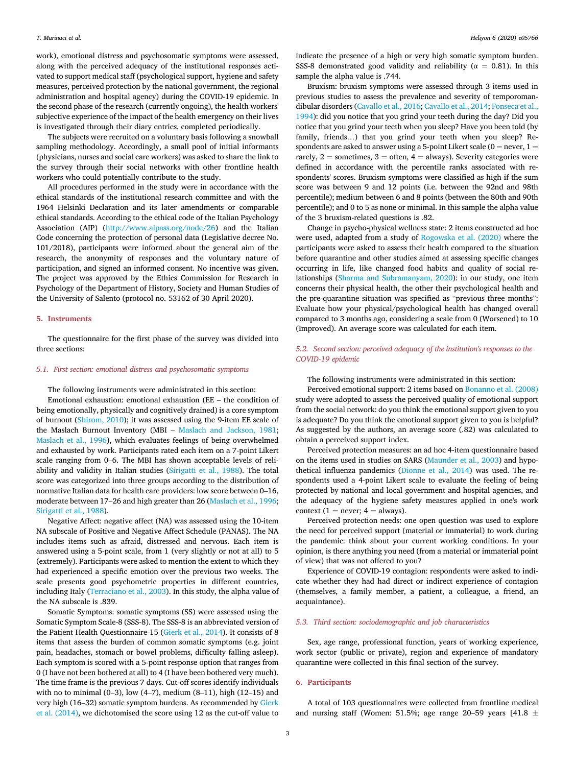work), emotional distress and psychosomatic symptoms were assessed, along with the perceived adequacy of the institutional responses activated to support medical staff (psychological support, hygiene and safety measures, perceived protection by the national government, the regional administration and hospital agency) during the COVID-19 epidemic. In the second phase of the research (currently ongoing), the health workers' subjective experience of the impact of the health emergency on their lives is investigated through their diary entries, completed periodically.

The subjects were recruited on a voluntary basis following a snowball sampling methodology. Accordingly, a small pool of initial informants (physicians, nurses and social care workers) was asked to share the link to the survey through their social networks with other frontline health workers who could potentially contribute to the study.

All procedures performed in the study were in accordance with the ethical standards of the institutional research committee and with the 1964 Helsinki Declaration and its later amendments or comparable ethical standards. According to the ethical code of the Italian Psychology Association (AIP) (http://www.aipass.org/node/26) and the Italian Code concerning the protection of personal data (Legislative decree No. 101/2018), participants were informed about the general aim of the research, the anonymity of responses and the voluntary nature of participation, and signed an informed consent. No incentive was given. The project was approved by the Ethics Commission for Research in Psychology of the Department of History, Society and Human Studies of the University of Salento (protocol no. 53162 of 30 April 2020).

## 5. Instruments

The questionnaire for the first phase of the survey was divided into three sections:

### 5.1. First section: emotional distress and psychosomatic symptoms

The following instruments were administrated in this section:

Emotional exhaustion: emotional exhaustion (EE – the condition of being emotionally, physically and cognitively drained) is a core symptom of burnout (Shirom, 2010); it was assessed using the 9-item EE scale of the Maslach Burnout Inventory (MBI – Maslach and Jackson, 1981; Maslach et al., 1996), which evaluates feelings of being overwhelmed and exhausted by work. Participants rated each item on a 7-point Likert scale ranging from 0–6. The MBI has shown acceptable levels of reliability and validity in Italian studies (Sirigatti et al., 1988). The total score was categorized into three groups according to the distribution of normative Italian data for health care providers: low score between 0–16, moderate between 17–26 and high greater than 26 (Maslach et al., 1996; Sirigatti et al., 1988).

Negative Affect: negative affect (NA) was assessed using the 10-item NA subscale of Positive and Negative Affect Schedule (PANAS). The NA includes items such as afraid, distressed and nervous. Each item is answered using a 5-point scale, from 1 (very slightly or not at all) to 5 (extremely). Participants were asked to mention the extent to which they had experienced a specific emotion over the previous two weeks. The scale presents good psychometric properties in different countries, including Italy (Terracciano et al., 2003). In this study, the alpha value of the NA subscale is .839.

Somatic Symptoms: somatic symptoms (SS) were assessed using the Somatic Symptom Scale-8 (SSS-8). The SSS-8 is an abbreviated version of the Patient Health Questionnaire-15 (Gierk et al., 2014). It consists of 8 items that assess the burden of common somatic symptoms (e.g. joint pain, headaches, stomach or bowel problems, difficulty falling asleep). Each symptom is scored with a 5-point response option that ranges from 0 (I have not been bothered at all) to 4 (I have been bothered very much). The time frame is the previous 7 days. Cut-off scores identify individuals with no to minimal (0–3), low (4–7), medium (8–11), high (12–15) and very high (16–32) somatic symptom burdens. As recommended by Gierk et al. (2014), we dichotomised the score using 12 as the cut-off value to indicate the presence of a high or very high somatic symptom burden. SSS-8 demonstrated good validity and reliability ($\alpha = 0.81$). In this sample the alpha value is .744.

Bruxism: bruxism symptoms were assessed through 3 items used in previous studies to assess the prevalence and severity of temporomandibular disorders (Cavallo et al., 2016; Cavallo et al., 2014; Fonseca et al., 1994): did you notice that you grind your teeth during the day? Did you notice that you grind your teeth when you sleep? Have you been told (by family, friends…) that you grind your teeth when you sleep? Respondents are asked to answer using a 5-point Likert scale (0 = never, 1 = rarely, 2 = sometimes, 3 = often, 4 = always). Severity categories were defined in accordance with the percentile ranks associated with respondents' scores. Bruxism symptoms were classified as high if the sum score was between 9 and 12 points (i.e. between the 92nd and 98th percentile); medium between 6 and 8 points (between the 80th and 90th percentile); and 0 to 5 as none or minimal. In this sample the alpha value of the 3 bruxism-related questions is .82.

Change in psycho-physical wellness state: 2 items constructed ad hoc were used, adapted from a study of Rogowska et al. (2020) where the participants were asked to assess their health compared to the situation before quarantine and other studies aimed at assessing specific changes occurring in life, like changed food habits and quality of social relationships (Sharma and Subramanyam, 2020): in our study, one item concerns their physical health, the other their psychological health and the pre-quarantine situation was specified as "previous three months": Evaluate how your physical/psychological health has changed overall compared to 3 months ago, considering a scale from 0 (Worsened) to 10 (Improved). An average score was calculated for each item.

### 5.2. Second section: perceived adequacy of the institution's responses to the COVID-19 epidemic

The following instruments were administrated in this section:

Perceived emotional support: 2 items based on Bonanno et al. (2008) study were adopted to assess the perceived quality of emotional support from the social network: do you think the emotional support given to you is adequate? Do you think the emotional support given to you is helpful? As suggested by the authors, an average score (.82) was calculated to obtain a perceived support index.

Perceived protection measures: an ad hoc 4-item questionnaire based on the items used in studies on SARS (Maunder et al., 2003) and hypothetical influenza pandemics (Dionne et al., 2014) was used. The respondents used a 4-point Likert scale to evaluate the feeling of being protected by national and local government and hospital agencies, and the adequacy of the hygiene safety measures applied in one's work context (1 = never; 4 = always).

Perceived protection needs: one open question was used to explore the need for perceived support (material or immaterial) to work during the pandemic: think about your current working conditions. In your opinion, is there anything you need (from a material or immaterial point of view) that was not offered to you?

Experience of COVID-19 contagion: respondents were asked to indicate whether they had had direct or indirect experience of contagion (themselves, a family member, a patient, a colleague, a friend, an acquaintance).

### 5.3. Third section: sociodemographic and job characteristics

Sex, age range, professional function, years of working experience, work sector (public or private), region and experience of mandatory quarantine were collected in this final section of the survey.

## 6. Participants

A total of 103 questionnaires were collected from frontline medical and nursing staff (Women: 51.5%; age range 20–59 years [41.8 ±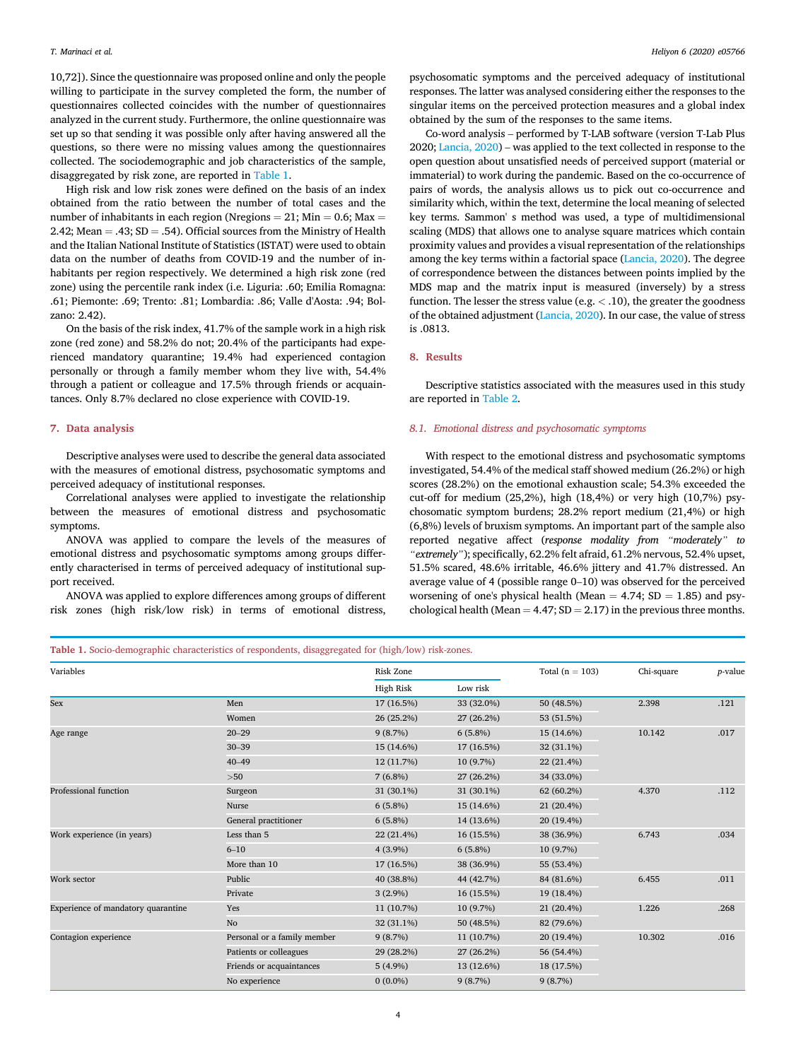10,72]). Since the questionnaire was proposed online and only the people willing to participate in the survey completed the form, the number of questionnaires collected coincides with the number of questionnaires analyzed in the current study. Furthermore, the online questionnaire was set up so that sending it was possible only after having answered all the questions, so there were no missing values among the questionnaires collected. The sociodemographic and job characteristics of the sample, disaggregated by risk zone, are reported in Table 1.

High risk and low risk zones were defined on the basis of an index obtained from the ratio between the number of total cases and the number of inhabitants in each region (Nregions = 21; Min = 0.6; Max = 2.42; Mean = .43; SD = .54). Official sources from the Ministry of Health and the Italian National Institute of Statistics (ISTAT) were used to obtain data on the number of deaths from COVID-19 and the number of inhabitants per region respectively. We determined a high risk zone (red zone) using the percentile rank index (i.e. Liguria: .60; Emilia Romagna: .61; Piemonte: .69; Trento: .81; Lombardia: .86; Valle d'Aosta: .94; Bolzano: 2.42).

On the basis of the risk index, 41.7% of the sample work in a high risk zone (red zone) and 58.2% do not; 20.4% of the participants had experienced mandatory quarantine; 19.4% had experienced contagion personally or through a family member whom they live with, 54.4% through a patient or colleague and 17.5% through friends or acquaintances. Only 8.7% declared no close experience with COVID-19.

## 7. Data analysis

Descriptive analyses were used to describe the general data associated with the measures of emotional distress, psychosomatic symptoms and perceived adequacy of institutional responses.

Correlational analyses were applied to investigate the relationship between the measures of emotional distress and psychosomatic symptoms.

ANOVA was applied to compare the levels of the measures of emotional distress and psychosomatic symptoms among groups differently characterised in terms of perceived adequacy of institutional support received.

ANOVA was applied to explore differences among groups of different risk zones (high risk/low risk) in terms of emotional distress, psychosomatic symptoms and the perceived adequacy of institutional responses. The latter was analysed considering either the responses to the singular items on the perceived protection measures and a global index obtained by the sum of the responses to the same items.

Co-word analysis – performed by T-LAB software (version T-Lab Plus 2020; Lancia, 2020) – was applied to the text collected in response to the open question about unsatisfied needs of perceived support (material or immaterial) to work during the pandemic. Based on the co-occurrence of pairs of words, the analysis allows us to pick out co-occurrence and similarity which, within the text, determine the local meaning of selected key terms. Sammon' s method was used, a type of multidimensional scaling (MDS) that allows one to analyse square matrices which contain proximity values and provides a visual representation of the relationships among the key terms within a factorial space (Lancia, 2020). The degree of correspondence between the distances between points implied by the MDS map and the matrix input is measured (inversely) by a stress function. The lesser the stress value (e.g. < .10), the greater the goodness of the obtained adjustment (Lancia, 2020). In our case, the value of stress is .0813.

## 8. Results

Descriptive statistics associated with the measures used in this study are reported in Table 2.

### 8.1. Emotional distress and psychosomatic symptoms

With respect to the emotional distress and psychosomatic symptoms investigated, 54.4% of the medical staff showed medium (26.2%) or high scores (28.2%) on the emotional exhaustion scale; 54.3% exceeded the cut-off for medium (25,2%), high (18,4%) or very high (10,7%) psychosomatic symptom burdens; 28.2% report medium (21,4%) or high (6,8%) levels of bruxism symptoms. An important part of the sample also reported negative affect (*response modality from "moderately" to "extremely"*); specifically, 62.2% felt afraid, 61.2% nervous, 52.4% upset, 51.5% scared, 48.6% irritable, 46.6% jittery and 41.7% distressed. An average value of 4 (possible range 0–10) was observed for the perceived worsening of one's physical health (Mean = 4.74; SD = 1.85) and psychological health (Mean = 4.47; SD = 2.17) in the previous three months.

**Table 1.** Socio-demographic characteristics of respondents, disaggregated for (high/low) risk-zones.

| Variables | | Risk Zone | | Total (n = 103) | Chi-square | *p*-value |
|---|---|---|---|---|---|---|
| | | High Risk | Low risk | | | |
| Sex | Men | 17 (16.5%) | 33 (32.0%) | 50 (48.5%) | 2.398 | .121 |
| | Women | 26 (25.2%) | 27 (26.2%) | 53 (51.5%) | | |
| Age range | 20–29 | 9 (8.7%) | 6 (5.8%) | 15 (14.6%) | 10.142 | .017 |
| | 30–39 | 15 (14.6%) | 17 (16.5%) | 32 (31.1%) | | |
| | 40–49 | 12 (11.7%) | 10 (9.7%) | 22 (21.4%) | | |
| | >50 | 7 (6.8%) | 27 (26.2%) | 34 (33.0%) | | |
| Professional function | Surgeon | 31 (30.1%) | 31 (30.1%) | 62 (60.2%) | 4.370 | .112 |
| | Nurse | 6 (5.8%) | 15 (14.6%) | 21 (20.4%) | | |
| | General practitioner | 6 (5.8%) | 14 (13.6%) | 20 (19.4%) | | |
| Work experience (in years) | Less than 5 | 22 (21.4%) | 16 (15.5%) | 38 (36.9%) | 6.743 | .034 |
| | 6–10 | 4 (3.9%) | 6 (5.8%) | 10 (9.7%) | | |
| | More than 10 | 17 (16.5%) | 38 (36.9%) | 55 (53.4%) | | |
| Work sector | Public | 40 (38.8%) | 44 (42.7%) | 84 (81.6%) | 6.455 | .011 |
| | Private | 3 (2.9%) | 16 (15.5%) | 19 (18.4%) | | |
| Experience of mandatory quarantine | Yes | 11 (10.7%) | 10 (9.7%) | 21 (20.4%) | 1.226 | .268 |
| | No | 32 (31.1%) | 50 (48.5%) | 82 (79.6%) | | |
| Contagion experience | Personal or a family member | 9 (8.7%) | 11 (10.7%) | 20 (19.4%) | 10.302 | .016 |
| | Patients or colleagues | 29 (28.2%) | 27 (26.2%) | 56 (54.4%) | | |
| | Friends or acquaintances | 5 (4.9%) | 13 (12.6%) | 18 (17.5%) | | |
| | No experience | 0 (0.0%) | 9 (8.7%) | 9 (8.7%) | | |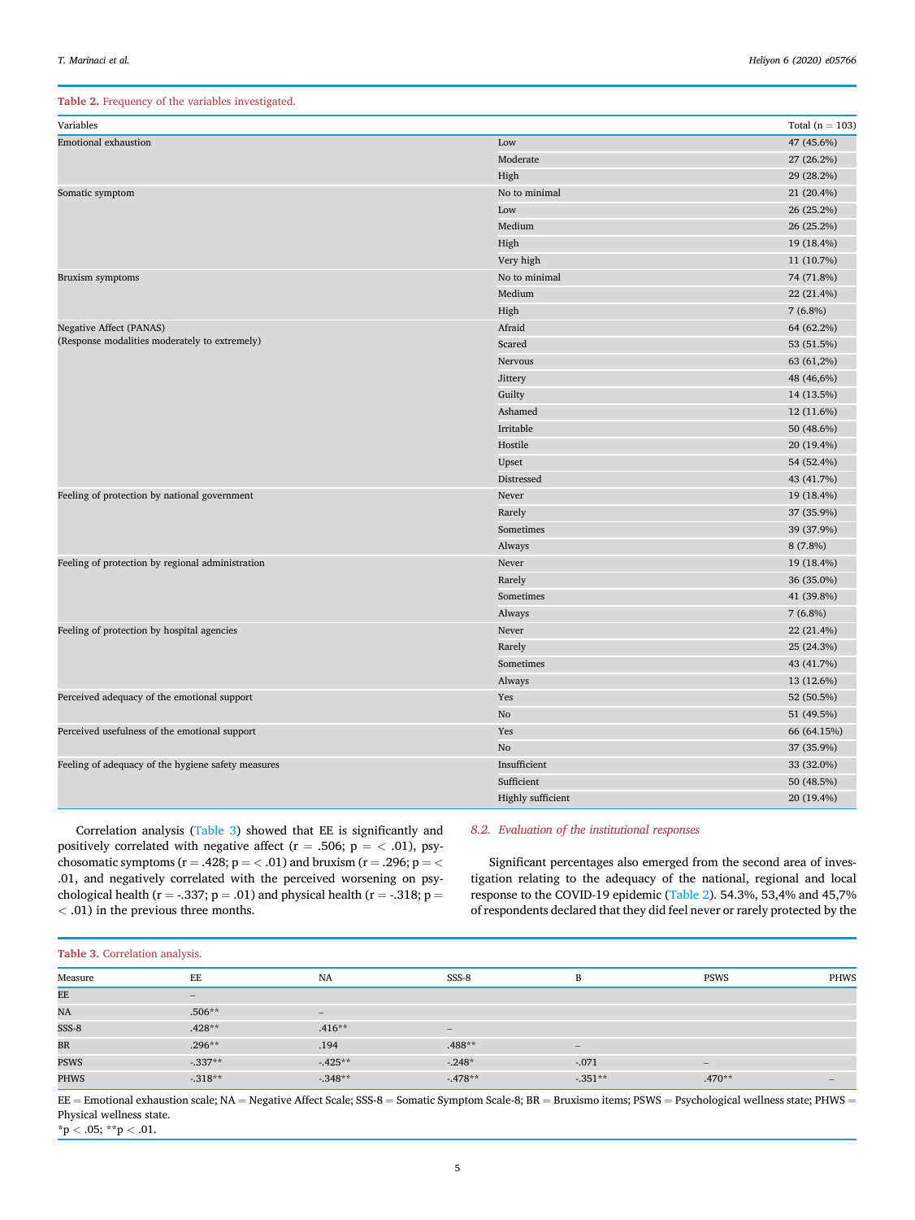**Table 2.** Frequency of the variables investigated.

| Variables | | Total (n = 103) |
|---|---|---|
| Emotional exhaustion | Low | 47 (45.6%) |
| | Moderate | 27 (26.2%) |
| | High | 29 (28.2%) |
| Somatic symptom | No to minimal | 21 (20.4%) |
| | Low | 26 (25.2%) |
| | Medium | 26 (25.2%) |
| | High | 19 (18.4%) |
| | Very high | 11 (10.7%) |
| Bruxism symptoms | No to minimal | 74 (71.8%) |
| | Medium | 22 (21.4%) |
| | High | 7 (6.8%) |
| Negative Affect (PANAS) (Response modalities moderately to extremely) | Afraid | 64 (62.2%) |
| | Scared | 53 (51.5%) |
| | Nervous | 63 (61,2%) |
| | Jittery | 48 (46,6%) |
| | Guilty | 14 (13.5%) |
| | Ashamed | 12 (11.6%) |
| | Irritable | 50 (48.6%) |
| | Hostile | 20 (19.4%) |
| | Upset | 54 (52.4%) |
| | Distressed | 43 (41.7%) |
| Feeling of protection by national government | Never | 19 (18.4%) |
| | Rarely | 37 (35.9%) |
| | Sometimes | 39 (37.9%) |
| | Always | 8 (7.8%) |
| Feeling of protection by regional administration | Never | 19 (18.4%) |
| | Rarely | 36 (35.0%) |
| | Sometimes | 41 (39.8%) |
| | Always | 7 (6.8%) |
| Feeling of protection by hospital agencies | Never | 22 (21.4%) |
| | Rarely | 25 (24.3%) |
| | Sometimes | 43 (41.7%) |
| | Always | 13 (12.6%) |
| Perceived adequacy of the emotional support | Yes | 52 (50.5%) |
| | No | 51 (49.5%) |
| Perceived usefulness of the emotional support | Yes | 66 (64.15%) |
| | No | 37 (35.9%) |
| Feeling of adequacy of the hygiene safety measures | Insufficient | 33 (32.0%) |
| | Sufficient | 50 (48.5%) |
| | Highly sufficient | 20 (19.4%) |

Correlation analysis (Table 3) showed that EE is significantly and positively correlated with negative affect (r = .506; p = < .01), psychosomatic symptoms (r = .428; p = < .01) and bruxism (r = .296; p = < .01, and negatively correlated with the perceived worsening on psychological health (r = -.337; p = .01) and physical health (r = -.318; p = < .01) in the previous three months.

### 8.2. Evaluation of the institutional responses

Significant percentages also emerged from the second area of investigation relating to the adequacy of the national, regional and local response to the COVID-19 epidemic (Table 2). 54.3%, 53,4% and 45,7% of respondents declared that they did feel never or rarely protected by the

**Table 3.** Correlation analysis.

| Measure | EE | NA | SSS-8 | B | PSWS | PHWS |
|---|---|---|---|---|---|---|
| EE | – | | | | | |
| NA | .506** | – | | | | |
| SSS-8 | .428** | .416** | – | | | |
| BR | .296** | .194 | .488** | – | | |
| PSWS | -.337** | -.425** | -.248* | -.071 | – | |
| PHWS | -.318** | -.348** | -.478** | -.351** | .470** | – |

EE = Emotional exhaustion scale; NA = Negative Affect Scale; SSS-8 = Somatic Symptom Scale-8; BR = Bruxismo items; PSWS = Psychological wellness state; PHWS = Physical wellness state.
*p < .05; **p < .01.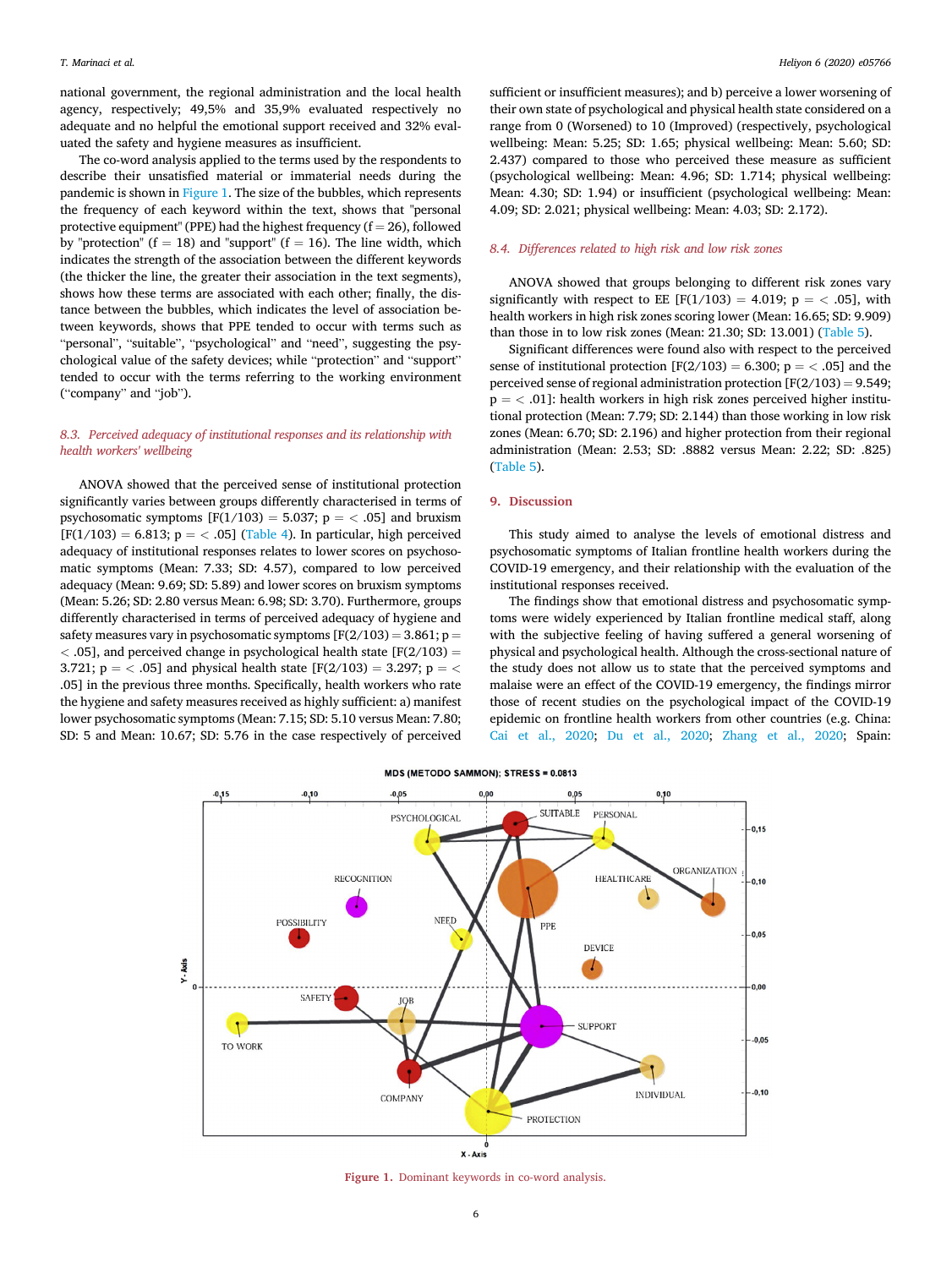national government, the regional administration and the local health agency, respectively; 49,5% and 35,9% evaluated respectively no adequate and no helpful the emotional support received and 32% evaluated the safety and hygiene measures as insufficient.

The co-word analysis applied to the terms used by the respondents to describe their unsatisfied material or immaterial needs during the pandemic is shown in Figure 1. The size of the bubbles, which represents the frequency of each keyword within the text, shows that "personal protective equipment" (PPE) had the highest frequency (f = 26), followed by "protection" (f = 18) and "support" (f = 16). The line width, which indicates the strength of the association between the different keywords (the thicker the line, the greater their association in the text segments), shows how these terms are associated with each other; finally, the distance between the bubbles, which indicates the level of association between keywords, shows that PPE tended to occur with terms such as "personal", "suitable", "psychological" and "need", suggesting the psychological value of the safety devices; while "protection" and "support" tended to occur with the terms referring to the working environment ("company" and "job").

### 8.3. Perceived adequacy of institutional responses and its relationship with health workers' wellbeing

ANOVA showed that the perceived sense of institutional protection significantly varies between groups differently characterised in terms of psychosomatic symptoms [$F(1/103) = 5.037$; $p = < .05$] and bruxism [$F(1/103) = 6.813$; $p = < .05$] (Table 4). In particular, high perceived adequacy of institutional responses relates to lower scores on psychosomatic symptoms (Mean: 7.33; SD: 4.57), compared to low perceived adequacy (Mean: 9.69; SD: 5.89) and lower scores on bruxism symptoms (Mean: 5.26; SD: 2.80 versus Mean: 6.98; SD: 3.70). Furthermore, groups differently characterised in terms of perceived adequacy of hygiene and safety measures vary in psychosomatic symptoms [$F(2/103) = 3.861$; $p = < .05$], and perceived change in psychological health state [$F(2/103) = 3.721$; $p = < .05$] and physical health state [$F(2/103) = 3.297$; $p = < .05$] in the previous three months. Specifically, health workers who rate the hygiene and safety measures received as highly sufficient: a) manifest lower psychosomatic symptoms (Mean: 7.15; SD: 5.10 versus Mean: 7.80; SD: 5 and Mean: 10.67; SD: 5.76 in the case respectively of perceived sufficient or insufficient measures); and b) perceive a lower worsening of their own state of psychological and physical health state considered on a range from 0 (Worsened) to 10 (Improved) (respectively, psychological wellbeing: Mean: 5.25; SD: 1.65; physical wellbeing: Mean: 5.60; SD: 2.437) compared to those who perceived these measure as sufficient (psychological wellbeing: Mean: 4.96; SD: 1.714; physical wellbeing: Mean: 4.30; SD: 1.94) or insufficient (psychological wellbeing: Mean: 4.09; SD: 2.021; physical wellbeing: Mean: 4.03; SD: 2.172).

### 8.4. Differences related to high risk and low risk zones

ANOVA showed that groups belonging to different risk zones vary significantly with respect to EE [$F(1/103) = 4.019$; $p = < .05$], with health workers in high risk zones scoring lower (Mean: 16.65; SD: 9.909) than those in to low risk zones (Mean: 21.30; SD: 13.001) (Table 5).

Significant differences were found also with respect to the perceived sense of institutional protection [$F(2/103) = 6.300$; $p = < .05$] and the perceived sense of regional administration protection [$F(2/103) = 9.549$; $p = < .01$]: health workers in high risk zones perceived higher institutional protection (Mean: 7.79; SD: 2.144) than those working in low risk zones (Mean: 6.70; SD: 2.196) and higher protection from their regional administration (Mean: 2.53; SD: .8882 versus Mean: 2.22; SD: .825) (Table 5).

## 9. Discussion

This study aimed to analyse the levels of emotional distress and psychosomatic symptoms of Italian frontline health workers during the COVID-19 emergency, and their relationship with the evaluation of the institutional responses received.

The findings show that emotional distress and psychosomatic symptoms were widely experienced by Italian frontline medical staff, along with the subjective feeling of having suffered a general worsening of physical and psychological health. Although the cross-sectional nature of the study does not allow us to state that the perceived symptoms and malaise were an effect of the COVID-19 emergency, the findings mirror those of recent studies on the psychological impact of the COVID-19 epidemic on frontline health workers from other countries (e.g. China: Cai et al., 2020; Du et al., 2020; Zhang et al., 2020; Spain:

Figure 1. Dominant keywords in co-word analysis.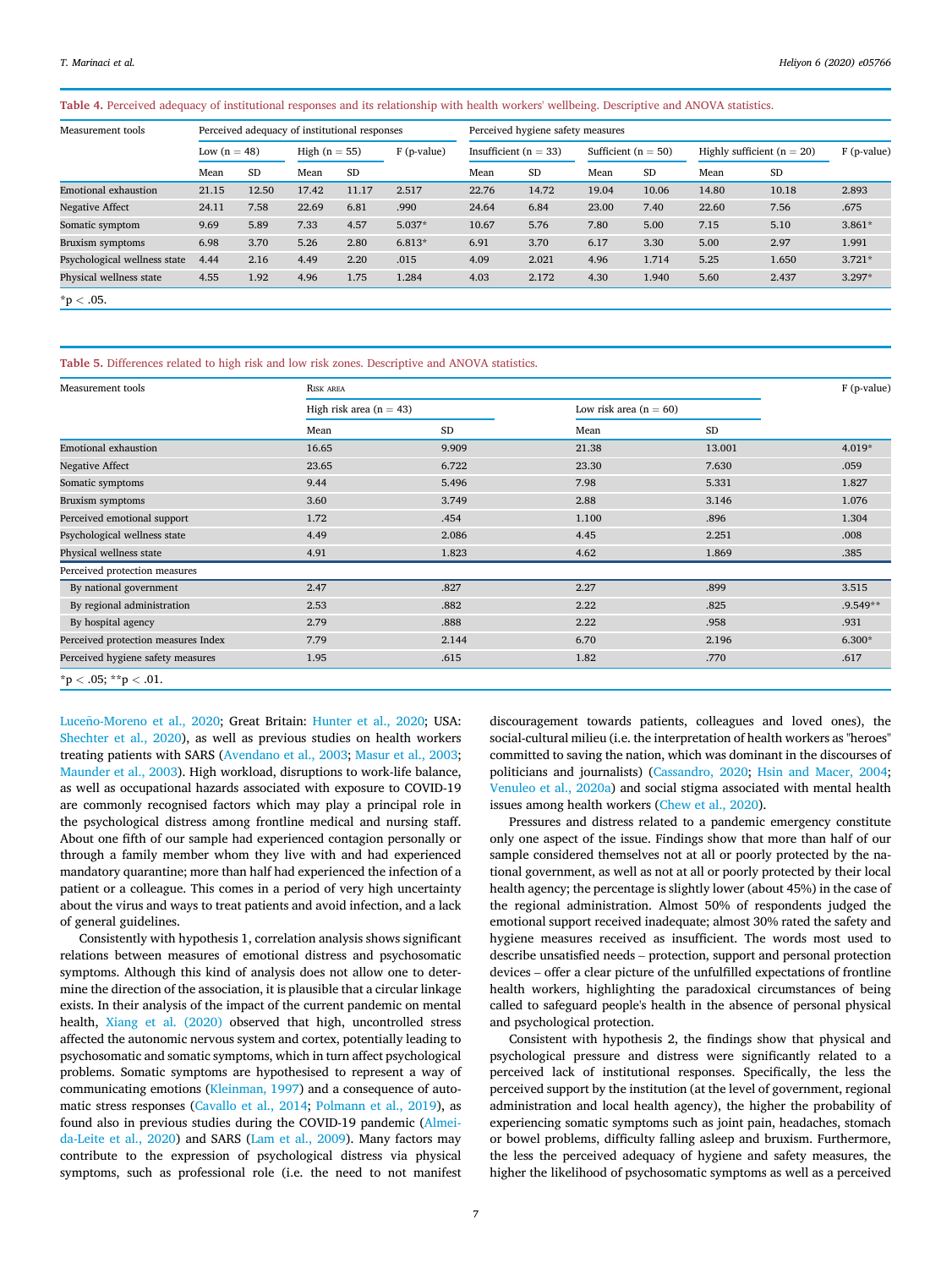**Table 4.** Perceived adequacy of institutional responses and its relationship with health workers' wellbeing. Descriptive and ANOVA statistics.

| Measurement tools | Perceived adequacy of institutional responses | | | | | Perceived hygiene safety measures | | | | | | |
|---|---|---|---|---|---|---|---|---|---|---|---|---|
| | Low (n = 48) | | High (n = 55) | | F (p-value) | Insufficient (n = 33) | | Sufficient (n = 50) | | Highly sufficient (n = 20) | | F (p-value) |
| | Mean | SD | Mean | SD | | Mean | SD | Mean | SD | Mean | SD | |
| Emotional exhaustion | 21.15 | 12.50 | 17.42 | 11.17 | 2.517 | 22.76 | 14.72 | 19.04 | 10.06 | 14.80 | 10.18 | 2.893 |
| Negative Affect | 24.11 | 7.58 | 22.69 | 6.81 | .990 | 24.64 | 6.84 | 23.00 | 7.40 | 22.60 | 7.56 | .675 |
| Somatic symptom | 9.69 | 5.89 | 7.33 | 4.57 | 5.037* | 10.67 | 5.76 | 7.80 | 5.00 | 7.15 | 5.10 | 3.861* |
| Bruxism symptoms | 6.98 | 3.70 | 5.26 | 2.80 | 6.813* | 6.91 | 3.70 | 6.17 | 3.30 | 5.00 | 2.97 | 1.991 |
| Psychological wellness state | 4.44 | 2.16 | 4.49 | 2.20 | .015 | 4.09 | 2.021 | 4.96 | 1.714 | 5.25 | 1.650 | 3.721* |
| Physical wellness state | 4.55 | 1.92 | 4.96 | 1.75 | 1.284 | 4.03 | 2.172 | 4.30 | 1.940 | 5.60 | 2.437 | 3.297* |

*p < .05.

**Table 5.** Differences related to high risk and low risk zones. Descriptive and ANOVA statistics.

| Measurement tools | Risk area | | | | F (p-value) |
|---|---|---|---|---|---|
| | High risk area (n = 43) | | Low risk area (n = 60) | | |
| | Mean | SD | Mean | SD | |
| Emotional exhaustion | 16.65 | 9.909 | 21.38 | 13.001 | 4.019* |
| Negative Affect | 23.65 | 6.722 | 23.30 | 7.630 | .059 |
| Somatic symptoms | 9.44 | 5.496 | 7.98 | 5.331 | 1.827 |
| Bruxism symptoms | 3.60 | 3.749 | 2.88 | 3.146 | 1.076 |
| Perceived emotional support | 1.72 | .454 | 1.100 | .896 | 1.304 |
| Psychological wellness state | 4.49 | 2.086 | 4.45 | 2.251 | .008 |
| Physical wellness state | 4.91 | 1.823 | 4.62 | 1.869 | .385 |
| Perceived protection measures | | | | | |
| By national government | 2.47 | .827 | 2.27 | .899 | 3.515 |
| By regional administration | 2.53 | .882 | 2.22 | .825 | .9.549** |
| By hospital agency | 2.79 | .888 | 2.22 | .958 | .931 |
| Perceived protection measures Index | 7.79 | 2.144 | 6.70 | 2.196 | 6.300* |
| Perceived hygiene safety measures | 1.95 | .615 | 1.82 | .770 | .617 |

*p < .05; **p < .01.

Luceño-Moreno et al., 2020; Great Britain: Hunter et al., 2020; USA: Shechter et al., 2020), as well as previous studies on health workers treating patients with SARS (Avendano et al., 2003; Masur et al., 2003; Maunder et al., 2003). High workload, disruptions to work-life balance, as well as occupational hazards associated with exposure to COVID-19 are commonly recognised factors which may play a principal role in the psychological distress among frontline medical and nursing staff. About one fifth of our sample had experienced contagion personally or through a family member whom they live with and had experienced mandatory quarantine; more than half had experienced the infection of a patient or a colleague. This comes in a period of very high uncertainty about the virus and ways to treat patients and avoid infection, and a lack of general guidelines.

Consistently with hypothesis 1, correlation analysis shows significant relations between measures of emotional distress and psychosomatic symptoms. Although this kind of analysis does not allow one to determine the direction of the association, it is plausible that a circular linkage exists. In their analysis of the impact of the current pandemic on mental health, Xiang et al. (2020) observed that high, uncontrolled stress affected the autonomic nervous system and cortex, potentially leading to psychosomatic and somatic symptoms, which in turn affect psychological problems. Somatic symptoms are hypothesised to represent a way of communicating emotions (Kleinman, 1997) and a consequence of automatic stress responses (Cavallo et al., 2014; Polmann et al., 2019), as found also in previous studies during the COVID-19 pandemic (Almeida-Leite et al., 2020) and SARS (Lam et al., 2009). Many factors may contribute to the expression of psychological distress via physical symptoms, such as professional role (i.e. the need to not manifest discouragement towards patients, colleagues and loved ones), the social-cultural milieu (i.e. the interpretation of health workers as "heroes" committed to saving the nation, which was dominant in the discourses of politicians and journalists) (Cassandro, 2020; Hsin and Macer, 2004; Venuleo et al., 2020a) and social stigma associated with mental health issues among health workers (Chew et al., 2020).

Pressures and distress related to a pandemic emergency constitute only one aspect of the issue. Findings show that more than half of our sample considered themselves not at all or poorly protected by the national government, as well as not at all or poorly protected by their local health agency; the percentage is slightly lower (about 45%) in the case of the regional administration. Almost 50% of respondents judged the emotional support received inadequate; almost 30% rated the safety and hygiene measures received as insufficient. The words most used to describe unsatisfied needs – protection, support and personal protection devices – offer a clear picture of the unfulfilled expectations of frontline health workers, highlighting the paradoxical circumstances of being called to safeguard people's health in the absence of personal physical and psychological protection.

Consistent with hypothesis 2, the findings show that physical and psychological pressure and distress were significantly related to a perceived lack of institutional responses. Specifically, the less the perceived support by the institution (at the level of government, regional administration and local health agency), the higher the probability of experiencing somatic symptoms such as joint pain, headaches, stomach or bowel problems, difficulty falling asleep and bruxism. Furthermore, the less the perceived adequacy of hygiene and safety measures, the higher the likelihood of psychosomatic symptoms as well as a perceived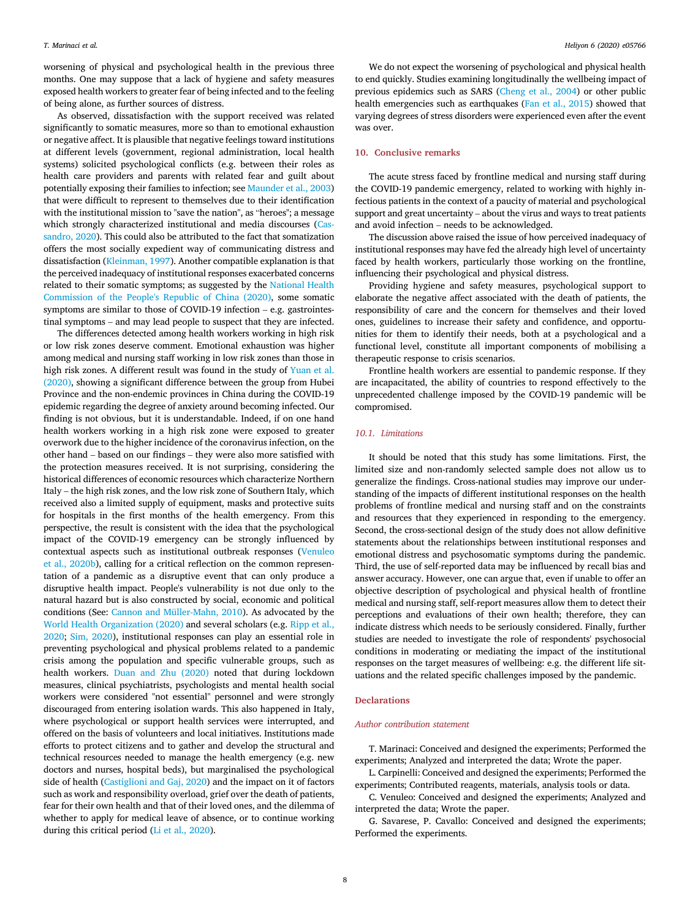worsening of physical and psychological health in the previous three months. One may suppose that a lack of hygiene and safety measures exposed health workers to greater fear of being infected and to the feeling of being alone, as further sources of distress.

As observed, dissatisfaction with the support received was related significantly to somatic measures, more so than to emotional exhaustion or negative affect. It is plausible that negative feelings toward institutions at different levels (government, regional administration, local health systems) solicited psychological conflicts (e.g. between their roles as health care providers and parents with related fear and guilt about potentially exposing their families to infection; see Maunder et al., 2003) that were difficult to represent to themselves due to their identification with the institutional mission to "save the nation", as "heroes"; a message which strongly characterized institutional and media discourses (Cassandro, 2020). This could also be attributed to the fact that somatization offers the most socially expedient way of communicating distress and dissatisfaction (Kleinman, 1997). Another compatible explanation is that the perceived inadequacy of institutional responses exacerbated concerns related to their somatic symptoms; as suggested by the National Health Commission of the People's Republic of China (2020), some somatic symptoms are similar to those of COVID-19 infection – e.g. gastrointestinal symptoms – and may lead people to suspect that they are infected.

The differences detected among health workers working in high risk or low risk zones deserve comment. Emotional exhaustion was higher among medical and nursing staff working in low risk zones than those in high risk zones. A different result was found in the study of Yuan et al. (2020), showing a significant difference between the group from Hubei Province and the non-endemic provinces in China during the COVID-19 epidemic regarding the degree of anxiety around becoming infected. Our finding is not obvious, but it is understandable. Indeed, if on one hand health workers working in a high risk zone were exposed to greater overwork due to the higher incidence of the coronavirus infection, on the other hand – based on our findings – they were also more satisfied with the protection measures received. It is not surprising, considering the historical differences of economic resources which characterize Northern Italy – the high risk zones, and the low risk zone of Southern Italy, which received also a limited supply of equipment, masks and protective suits for hospitals in the first months of the health emergency. From this perspective, the result is consistent with the idea that the psychological impact of the COVID-19 emergency can be strongly influenced by contextual aspects such as institutional outbreak responses (Venuleo et al., 2020b), calling for a critical reflection on the common representation of a pandemic as a disruptive event that can only produce a disruptive health impact. People's vulnerability is not due only to the natural hazard but is also constructed by social, economic and political conditions (See: Cannon and Müller-Mahn, 2010). As advocated by the World Health Organization (2020) and several scholars (e.g. Ripp et al., 2020; Sim, 2020), institutional responses can play an essential role in preventing psychological and physical problems related to a pandemic crisis among the population and specific vulnerable groups, such as health workers. Duan and Zhu (2020) noted that during lockdown measures, clinical psychiatrists, psychologists and mental health social workers were considered "not essential" personnel and were strongly discouraged from entering isolation wards. This also happened in Italy, where psychological or support health services were interrupted, and offered on the basis of volunteers and local initiatives. Institutions made efforts to protect citizens and to gather and develop the structural and technical resources needed to manage the health emergency (e.g. new doctors and nurses, hospital beds), but marginalised the psychological side of health (Castiglioni and Gaj, 2020) and the impact on it of factors such as work and responsibility overload, grief over the death of patients, fear for their own health and that of their loved ones, and the dilemma of whether to apply for medical leave of absence, or to continue working during this critical period (Li et al., 2020).

We do not expect the worsening of psychological and physical health to end quickly. Studies examining longitudinally the wellbeing impact of previous epidemics such as SARS (Cheng et al., 2004) or other public health emergencies such as earthquakes (Fan et al., 2015) showed that varying degrees of stress disorders were experienced even after the event was over.

## 10. Conclusive remarks

The acute stress faced by frontline medical and nursing staff during the COVID-19 pandemic emergency, related to working with highly infectious patients in the context of a paucity of material and psychological support and great uncertainty – about the virus and ways to treat patients and avoid infection – needs to be acknowledged.

The discussion above raised the issue of how perceived inadequacy of institutional responses may have fed the already high level of uncertainty faced by health workers, particularly those working on the frontline, influencing their psychological and physical distress.

Providing hygiene and safety measures, psychological support to elaborate the negative affect associated with the death of patients, the responsibility of care and the concern for themselves and their loved ones, guidelines to increase their safety and confidence, and opportunities for them to identify their needs, both at a psychological and a functional level, constitute all important components of mobilising a therapeutic response to crisis scenarios.

Frontline health workers are essential to pandemic response. If they are incapacitated, the ability of countries to respond effectively to the unprecedented challenge imposed by the COVID-19 pandemic will be compromised.

### *10.1. Limitations*

It should be noted that this study has some limitations. First, the limited size and non-randomly selected sample does not allow us to generalize the findings. Cross-national studies may improve our understanding of the impacts of different institutional responses on the health problems of frontline medical and nursing staff and on the constraints and resources that they experienced in responding to the emergency. Second, the cross-sectional design of the study does not allow definitive statements about the relationships between institutional responses and emotional distress and psychosomatic symptoms during the pandemic. Third, the use of self-reported data may be influenced by recall bias and answer accuracy. However, one can argue that, even if unable to offer an objective description of psychological and physical health of frontline medical and nursing staff, self-report measures allow them to detect their perceptions and evaluations of their own health; therefore, they can indicate distress which needs to be seriously considered. Finally, further studies are needed to investigate the role of respondents' psychosocial conditions in moderating or mediating the impact of the institutional responses on the target measures of wellbeing: e.g. the different life situations and the related specific challenges imposed by the pandemic.

## Declarations

### *Author contribution statement*

T. Marinaci: Conceived and designed the experiments; Performed the experiments; Analyzed and interpreted the data; Wrote the paper.

L. Carpinelli: Conceived and designed the experiments; Performed the experiments; Contributed reagents, materials, analysis tools or data.

C. Venuleo: Conceived and designed the experiments; Analyzed and interpreted the data; Wrote the paper.

G. Savarese, P. Cavallo: Conceived and designed the experiments; Performed the experiments.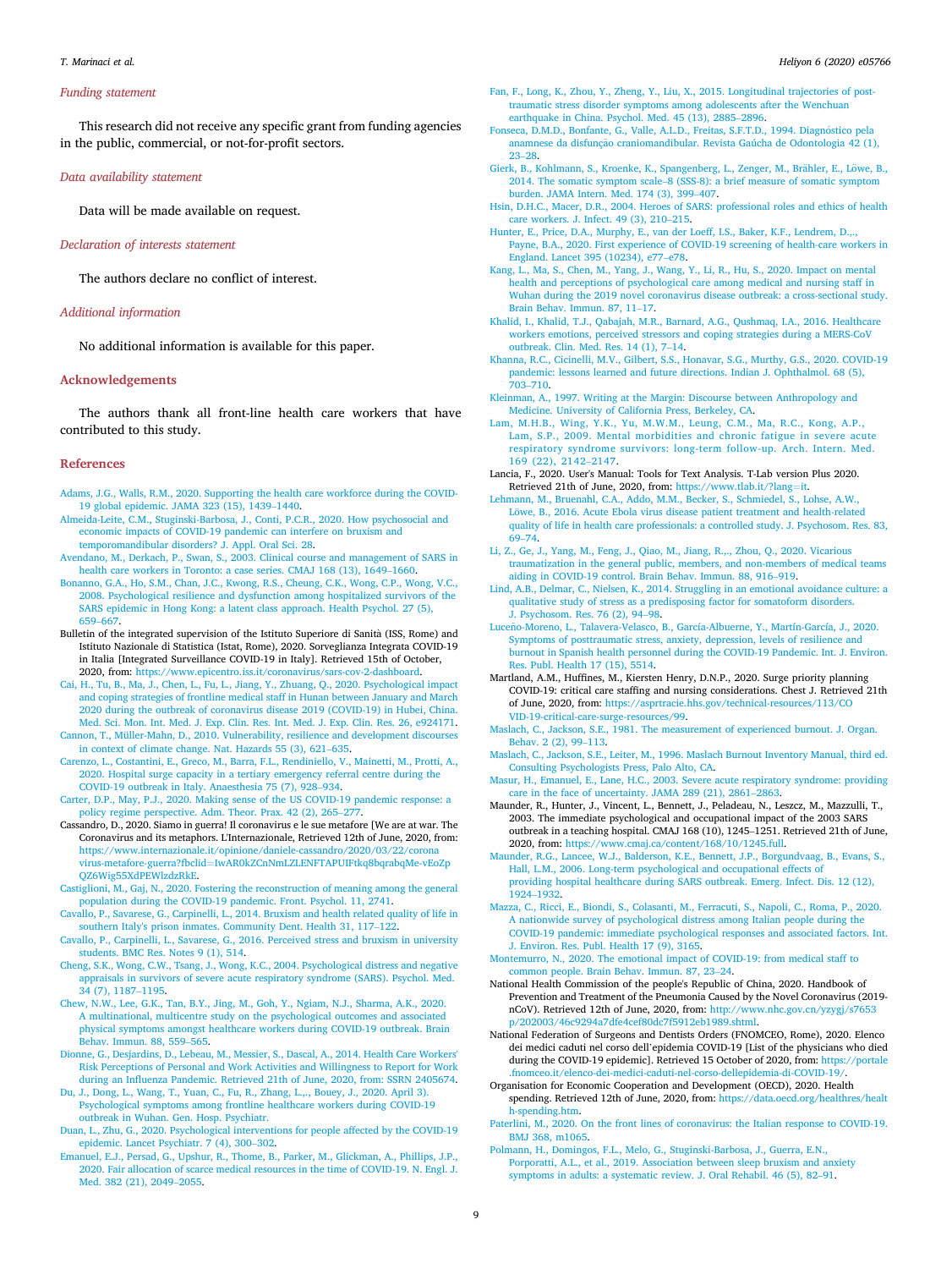## Funding statement

This research did not receive any specific grant from funding agencies in the public, commercial, or not-for-profit sectors.

## Data availability statement

Data will be made available on request.

## Declaration of interests statement

The authors declare no conflict of interest.

## Additional information

No additional information is available for this paper.

## Acknowledgements

The authors thank all front-line health care workers that have contributed to this study.

## References

Adams, J.G., Walls, R.M., 2020. Supporting the health care workforce during the COVID-19 global epidemic. JAMA 323 (15), 1439–1440.

Almeida-Leite, C.M., Stuginski-Barbosa, J., Conti, P.C.R., 2020. How psychosocial and economic impacts of COVID-19 pandemic can interfere on bruxism and temporomandibular disorders? J. Appl. Oral Sci. 28.

Avendano, M., Derkach, P., Swan, S., 2003. Clinical course and management of SARS in health care workers in Toronto: a case series. CMAJ 168 (13), 1649–1660.

Bonanno, G.A., Ho, S.M., Chan, J.C., Kwong, R.S., Cheung, C.K., Wong, C.P., Wong, V.C., 2008. Psychological resilience and dysfunction among hospitalized survivors of the SARS epidemic in Hong Kong: a latent class approach. Health Psychol. 27 (5), 659–667.

Bulletin of the integrated supervision of the Istituto Superiore di Sanità (ISS, Rome) and Istituto Nazionale di Statistica (Istat, Rome), 2020. Sorveglianza Integrata COVID-19 in Italia [Integrated Surveillance COVID-19 in Italy]. Retrieved 15th of October, 2020, from: https://www.epicentro.iss.it/coronavirus/sars-cov-2-dashboard.

Cai, H., Tu, B., Ma, J., Chen, L., Fu, L., Jiang, Y., Zhuang, Q., 2020. Psychological impact and coping strategies of frontline medical staff in Hunan between January and March 2020 during the outbreak of coronavirus disease 2019 (COVID-19) in Hubei, China. Med. Sci. Mon. Int. Med. J. Exp. Clin. Res. Int. Med. J. Exp. Clin. Res. 26, e924171.

Cannon, T., Müller-Mahn, D., 2010. Vulnerability, resilience and development discourses in context of climate change. Nat. Hazards 55 (3), 621–635.

Carenzo, L., Costantini, E., Greco, M., Barra, F.L., Rendiniello, V., Mainetti, M., Protti, A., 2020. Hospital surge capacity in a tertiary emergency referral centre during the COVID-19 outbreak in Italy. Anaesthesia 75 (7), 928–934.

Carter, D.P., May, P.J., 2020. Making sense of the US COVID-19 pandemic response: a policy regime perspective. Adm. Theor. Prax. 42 (2), 265–277.

Cassandro, D., 2020. Siamo in guerra! Il coronavirus e le sue metafore [We are at war. The Coronavirus and its metaphors. L'Internazionale, Retrieved 12th of June, 2020, from: https://www.internazionale.it/opinione/daniele-cassandro/2020/03/22/coronavirus-metafore-guerra?fbclid=IwAR0kZCnNmLZLENFTAPUIFtkq8bqrabqMe-vEoZpQZ6Wig55XdPEWlzdzRkE.

Castiglioni, M., Gaj, N., 2020. Fostering the reconstruction of meaning among the general population during the COVID-19 pandemic. Front. Psychol. 11, 2741.

Cavallo, P., Savarese, G., Carpinelli, L., 2014. Bruxism and health related quality of life in southern Italy's prison inmates. Community Dent. Health 31, 117–122.

Cavallo, P., Carpinelli, L., Savarese, G., 2016. Perceived stress and bruxism in university students. BMC Res. Notes 9 (1), 514.

Cheng, S.K., Wong, C.W., Tsang, J., Wong, K.C., 2004. Psychological distress and negative appraisals in survivors of severe acute respiratory syndrome (SARS). Psychol. Med. 34 (7), 1187–1195.

Chew, N.W., Lee, G.K., Tan, B.Y., Jing, M., Goh, Y., Ngiam, N.J., Sharma, A.K., 2020. A multinational, multicentre study on the psychological outcomes and associated physical symptoms amongst healthcare workers during COVID-19 outbreak. Brain Behav. Immun. 88, 559–565.

Dionne, G., Desjardins, D., Lebeau, M., Messier, S., Dascal, A., 2014. Health Care Workers' Risk Perceptions of Personal and Work Activities and Willingness to Report for Work during an Influenza Pandemic. Retrieved 21th of June, 2020, from: SSRN 2405674.

Du, J., Dong, L., Wang, T., Yuan, C., Fu, R., Zhang, L.,., Bouey, J., 2020. April 30). Psychological symptoms among frontline healthcare workers during COVID-19 outbreak in Wuhan. Gen. Hosp. Psychiatr.

Duan, L., Zhu, G., 2020. Psychological interventions for people affected by the COVID-19 epidemic. Lancet Psychiatr. 7 (4), 300–302.

Emanuel, E.J., Persad, G., Upshur, R., Thome, B., Parker, M., Glickman, A., Phillips, J.P., 2020. Fair allocation of scarce medical resources in the time of COVID-19. N. Engl. J. Med. 382 (21), 2049–2055.

Fan, F., Long, K., Zhou, Y., Zheng, Y., Liu, X., 2015. Longitudinal trajectories of post-traumatic stress disorder symptoms among adolescents after the Wenchuan earthquake in China. Psychol. Med. 45 (13), 2885–2896.

Fonseca, D.M.D., Bonfante, G., Valle, A.L.D., Freitas, S.F.T.D., 1994. Diagnóstico pela anamnese da disfunção craniomandibular. Revista Gaúcha de Odontologia 42 (1), 23–28.

Gierk, B., Kohlmann, S., Kroenke, K., Spangenberg, L., Zenger, M., Brähler, E., Löwe, B., 2014. The somatic symptom scale–8 (SSS-8): a brief measure of somatic symptom burden. JAMA Intern. Med. 174 (3), 399–407.

Hsin, D.H.C., Macer, D.R., 2004. Heroes of SARS: professional roles and ethics of health care workers. J. Infect. 49 (3), 210–215.

Hunter, E., Price, D.A., Murphy, E., van der Loeff, I.S., Baker, K.F., Lendrem, D.,., Payne, B.A., 2020. First experience of COVID-19 screening of health-care workers in England. Lancet 395 (10234), e77–e78.

Kang, L., Ma, S., Chen, M., Yang, J., Wang, Y., Li, R., Hu, S., 2020. Impact on mental health and perceptions of psychological care among medical and nursing staff in Wuhan during the 2019 novel coronavirus disease outbreak: a cross-sectional study. Brain Behav. Immun. 87, 11–17.

Khalid, I., Khalid, T.J., Qabajah, M.R., Barnard, A.G., Qushmaq, I.A., 2016. Healthcare workers emotions, perceived stressors and coping strategies during a MERS-CoV outbreak. Clin. Med. Res. 14 (1), 7–14.

Khanna, R.C., Cicinelli, M.V., Gilbert, S.S., Honavar, S.G., Murthy, G.S., 2020. COVID-19 pandemic: lessons learned and future directions. Indian J. Ophthalmol. 68 (5), 703–710.

Kleinman, A., 1997. Writing at the Margin: Discourse between Anthropology and Medicine. University of California Press, Berkeley, CA.

Lam, M.H.B., Wing, Y.K., Yu, M.W.M., Leung, C.M., Ma, R.C., Kong, A.P., Lam, S.P., 2009. Mental morbidities and chronic fatigue in severe acute respiratory syndrome survivors: long-term follow-up. Arch. Intern. Med. 169 (22), 2142–2147.

Lancia, F., 2020. User's Manual: Tools for Text Analysis. T-Lab version Plus 2020. Retrieved 21th of June, 2020, from: https://www.tlab.it/?lang=it.

Lehmann, M., Bruenahl, C.A., Addo, M.M., Becker, S., Schmiedel, S., Lohse, A.W., Löwe, B., 2016. Acute Ebola virus disease patient treatment and health-related quality of life in health care professionals: a controlled study. J. Psychosom. Res. 83, 69–74.

Li, Z., Ge, J., Yang, M., Feng, J., Qiao, M., Jiang, R.,., Zhou, Q., 2020. Vicarious traumatization in the general public, members, and non-members of medical teams aiding in COVID-19 control. Brain Behav. Immun. 88, 916–919.

Lind, A.B., Delmar, C., Nielsen, K., 2014. Struggling in an emotional avoidance culture: a qualitative study of stress as a predisposing factor for somatoform disorders. J. Psychosom. Res. 76 (2), 94–98.

Luceño-Moreno, L., Talavera-Velasco, B., García-Albuerne, Y., Martín-García, J., 2020. Symptoms of posttraumatic stress, anxiety, depression, levels of resilience and burnout in Spanish health personnel during the COVID-19 Pandemic. Int. J. Environ. Res. Publ. Health 17 (15), 5514.

Martland, A.M., Huffines, M., Kiersten Henry, D.N.P., 2020. Surge priority planning COVID-19: critical care staffing and nursing considerations. Chest J. Retrieved 21th of June, 2020, from: https://asprtracie.hhs.gov/technical-resources/113/COVID-19-critical-care-surge-resources/99.

Maslach, C., Jackson, S.E., 1981. The measurement of experienced burnout. J. Organ. Behav. 2 (2), 99–113.

Maslach, C., Jackson, S.E., Leiter, M., 1996. Maslach Burnout Inventory Manual, third ed. Consulting Psychologists Press, Palo Alto, CA.

Masur, H., Emanuel, E., Lane, H.C., 2003. Severe acute respiratory syndrome: providing care in the face of uncertainty. JAMA 289 (21), 2861–2863.

Maunder, R., Hunter, J., Vincent, L., Bennett, J., Peladeau, N., Leszcz, M., Mazzulli, T., 2003. The immediate psychological and occupational impact of the 2003 SARS outbreak in a teaching hospital. CMAJ 168 (10), 1245–1251. Retrieved 21th of June, 2020, from: https://www.cmaj.ca/content/168/10/1245.full.

Maunder, R.G., Lancee, W.J., Balderson, K.E., Bennett, J.P., Borgundvaag, B., Evans, S., Hall, L.M., 2006. Long-term psychological and occupational effects of providing hospital healthcare during SARS outbreak. Emerg. Infect. Dis. 12 (12), 1924–1932.

Mazza, C., Ricci, E., Biondi, S., Colasanti, M., Ferracuti, S., Napoli, C., Roma, P., 2020. A nationwide survey of psychological distress among Italian people during the COVID-19 pandemic: immediate psychological responses and associated factors. Int. J. Environ. Res. Publ. Health 17 (9), 3165.

Montemurro, N., 2020. The emotional impact of COVID-19: from medical staff to common people. Brain Behav. Immun. 87, 23–24.

National Health Commission of the people's Republic of China, 2020. Handbook of Prevention and Treatment of the Pneumonia Caused by the Novel Coronavirus (2019-nCoV). Retrieved 12th of June, 2020, from: http://www.nhc.gov.cn/yzygj/s7653p/202003/46c9294a7dfe4cef80dc7f5912eb1989.shtml.

National Federation of Surgeons and Dentists Orders (FNOMCEO, Rome), 2020. Elenco dei medici caduti nel corso dell'epidemia COVID-19 [List of the physicians who died during the COVID-19 epidemic]. Retrieved 15 October of 2020, from: https://portale.fnomceo.it/elenco-dei-medici-caduti-nel-corso-dellepidemia-di-COVID-19/.

Organisation for Economic Cooperation and Development (OECD), 2020. Health spending. Retrieved 12th of June, 2020, from: https://data.oecd.org/healthres/health-spending.htm.

Paterlini, M., 2020. On the front lines of coronavirus: the Italian response to COVID-19. BMJ 368, m1065.

Polmann, H., Domingos, F.L., Melo, G., Stuginski-Barbosa, J., Guerra, E.N., Porporatti, A.L., et al., 2019. Association between sleep bruxism and anxiety symptoms in adults: a systematic review. J. Oral Rehabil. 46 (5), 82–91.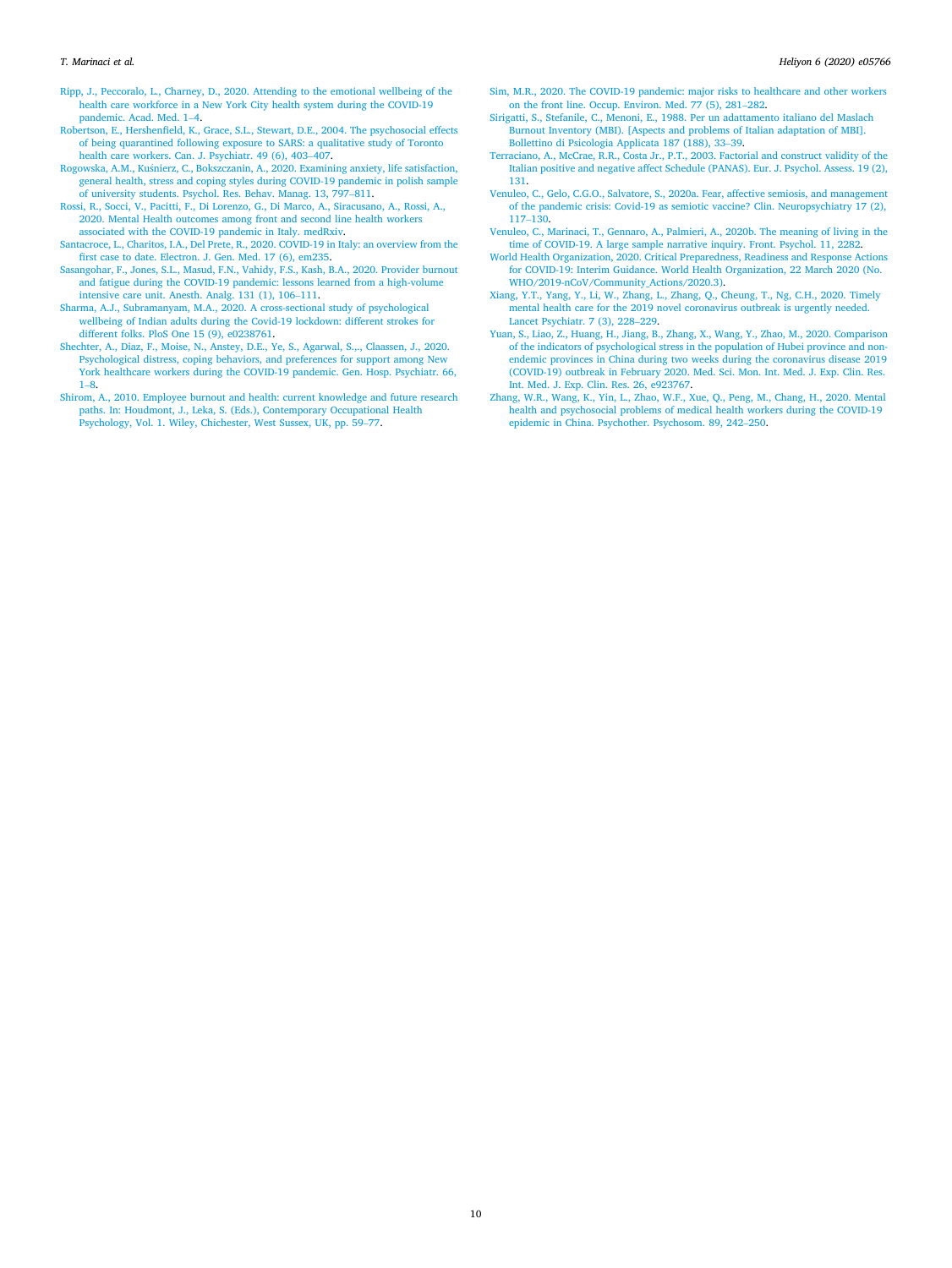Ripp, J., Peccoralo, L., Charney, D., 2020. Attending to the emotional wellbeing of the health care workforce in a New York City health system during the COVID-19 pandemic. Acad. Med. 1–4.

Robertson, E., Hershenfield, K., Grace, S.L., Stewart, D.E., 2004. The psychosocial effects of being quarantined following exposure to SARS: a qualitative study of Toronto health care workers. Can. J. Psychiatr. 49 (6), 403–407.

Rogowska, A.M., Kuśnierz, C., Bokszczanin, A., 2020. Examining anxiety, life satisfaction, general health, stress and coping styles during COVID-19 pandemic in polish sample of university students. Psychol. Res. Behav. Manag. 13, 797–811.

Rossi, R., Socci, V., Pacitti, F., Di Lorenzo, G., Di Marco, A., Siracusano, A., Rossi, A., 2020. Mental Health outcomes among front and second line health workers associated with the COVID-19 pandemic in Italy. medRxiv.

Santacroce, L., Charitos, I.A., Del Prete, R., 2020. COVID-19 in Italy: an overview from the first case to date. Electron. J. Gen. Med. 17 (6), em235.

Sasangohar, F., Jones, S.L., Masud, F.N., Vahidy, F.S., Kash, B.A., 2020. Provider burnout and fatigue during the COVID-19 pandemic: lessons learned from a high-volume intensive care unit. Anesth. Analg. 131 (1), 106–111.

Sharma, A.J., Subramanyam, M.A., 2020. A cross-sectional study of psychological wellbeing of Indian adults during the Covid-19 lockdown: different strokes for different folks. PloS One 15 (9), e0238761.

Shechter, A., Diaz, F., Moise, N., Anstey, D.E., Ye, S., Agarwal, S.,., Claassen, J., 2020. Psychological distress, coping behaviors, and preferences for support among New York healthcare workers during the COVID-19 pandemic. Gen. Hosp. Psychiatr. 66, 1–8.

Shirom, A., 2010. Employee burnout and health: current knowledge and future research paths. In: Houdmont, J., Leka, S. (Eds.), Contemporary Occupational Health Psychology, Vol. 1. Wiley, Chichester, West Sussex, UK, pp. 59–77.

Sim, M.R., 2020. The COVID-19 pandemic: major risks to healthcare and other workers on the front line. Occup. Environ. Med. 77 (5), 281–282.

Sirigatti, S., Stefanile, C., Menoni, E., 1988. Per un adattamento italiano del Maslach Burnout Inventory (MBI). [Aspects and problems of Italian adaptation of MBI]. Bollettino di Psicologia Applicata 187 (188), 33–39.

Terraciano, A., McCrae, R.R., Costa Jr., P.T., 2003. Factorial and construct validity of the Italian positive and negative affect Schedule (PANAS). Eur. J. Psychol. Assess. 19 (2), 131.

Venuleo, C., Gelo, C.G.O., Salvatore, S., 2020a. Fear, affective semiosis, and management of the pandemic crisis: Covid-19 as semiotic vaccine? Clin. Neuropsychiatry 17 (2), 117–130.

Venuleo, C., Marinaci, T., Gennaro, A., Palmieri, A., 2020b. The meaning of living in the time of COVID-19. A large sample narrative inquiry. Front. Psychol. 11, 2282.

World Health Organization, 2020. Critical Preparedness, Readiness and Response Actions for COVID-19: Interim Guidance. World Health Organization, 22 March 2020 (No. WHO/2019-nCoV/Community_Actions/2020.3).

Xiang, Y.T., Yang, Y., Li, W., Zhang, L., Zhang, Q., Cheung, T., Ng, C.H., 2020. Timely mental health care for the 2019 novel coronavirus outbreak is urgently needed. Lancet Psychiatr. 7 (3), 228–229.

Yuan, S., Liao, Z., Huang, H., Jiang, B., Zhang, X., Wang, Y., Zhao, M., 2020. Comparison of the indicators of psychological stress in the population of Hubei province and non-endemic provinces in China during two weeks during the coronavirus disease 2019 (COVID-19) outbreak in February 2020. Med. Sci. Mon. Int. Med. J. Exp. Clin. Res. Int. Med. J. Exp. Clin. Res. 26, e923767.

Zhang, W.R., Wang, K., Yin, L., Zhao, W.F., Xue, Q., Peng, M., Chang, H., 2020. Mental health and psychosocial problems of medical health workers during the COVID-19 epidemic in China. Psychother. Psychosom. 89, 242–250.